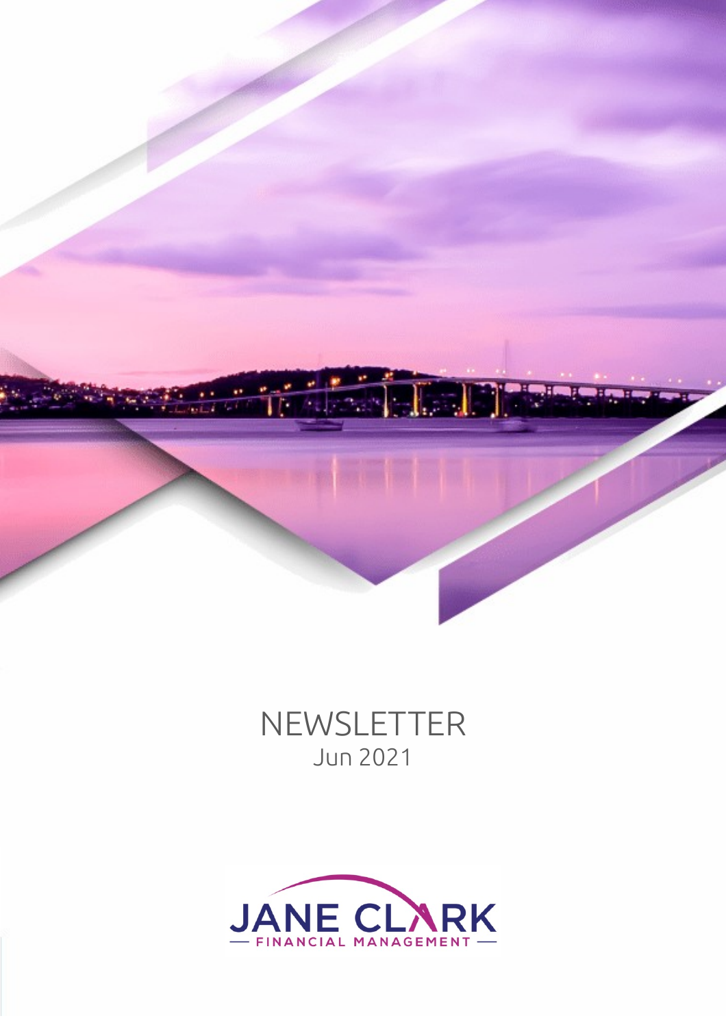# NEWSLETTER
Jun 2021

JANE CLARK
FINANCIAL MANAGEMENT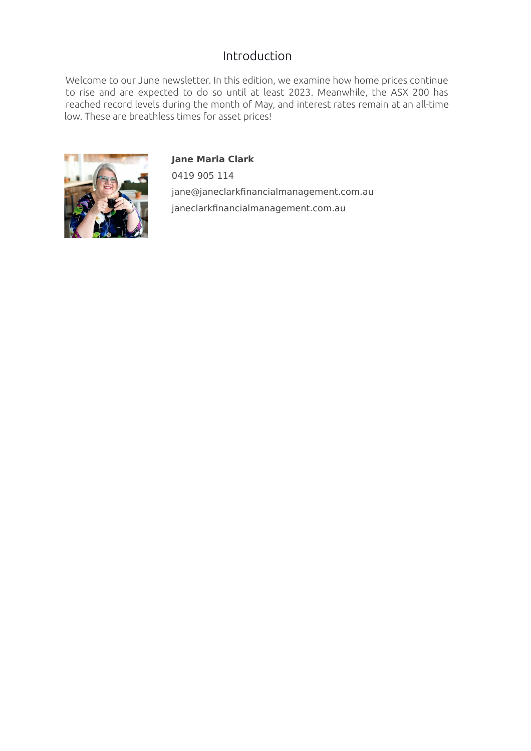## Introduction

Welcome to our June newsletter. In this edition, we examine how home prices continue to rise and are expected to do so until at least 2023. Meanwhile, the ASX 200 has reached record levels during the month of May, and interest rates remain at an all-time low. These are breathless times for asset prices!

**Jane Maria Clark**

0419 905 114

jane@janeclarkfinancialmanagement.com.au

janeclarkfinancialmanagement.com.au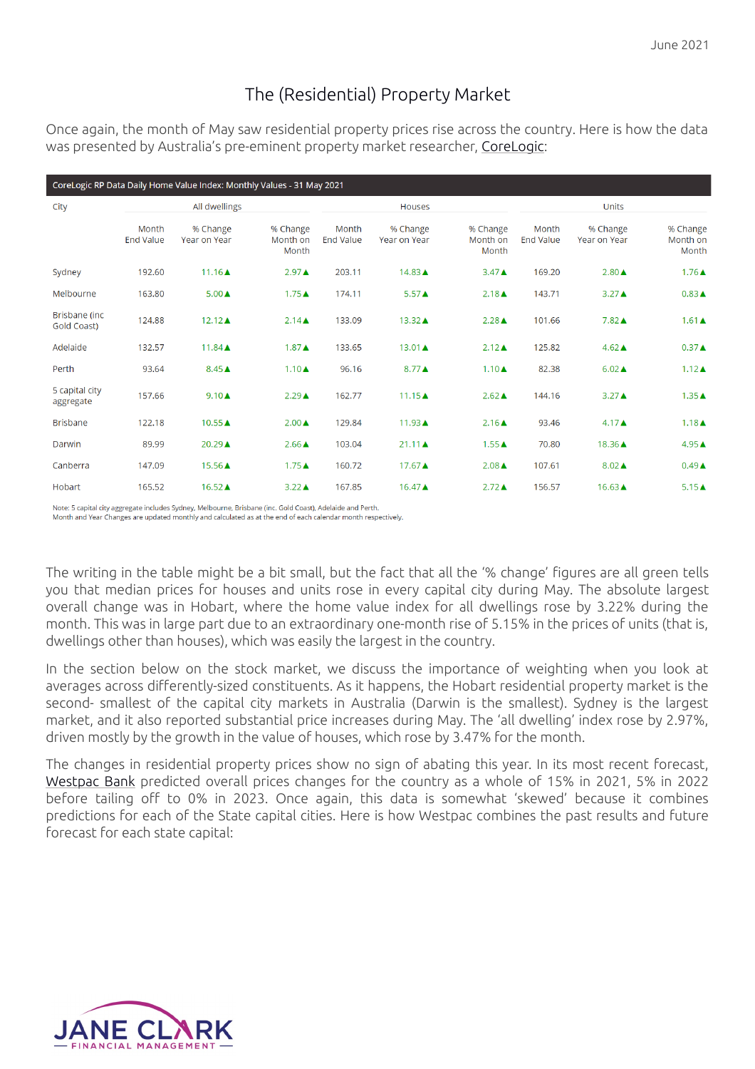June 2021

# The (Residential) Property Market

Once again, the month of May saw residential property prices rise across the country. Here is how the data was presented by Australia's pre-eminent property market researcher, CoreLogic:

**CoreLogic RP Data Daily Home Value Index: Monthly Values - 31 May 2021**

| City | All dwellings | | | Houses | | | Units | | |
|---|---|---|---|---|---|---|---|---|---|
| | Month End Value | % Change Year on Year | % Change Month on Month | Month End Value | % Change Year on Year | % Change Month on Month | Month End Value | % Change Year on Year | % Change Month on Month |
| Sydney | 192.60 | 11.16▲ | 2.97▲ | 203.11 | 14.83▲ | 3.47▲ | 169.20 | 2.80▲ | 1.76▲ |
| Melbourne | 163.80 | 5.00▲ | 1.75▲ | 174.11 | 5.57▲ | 2.18▲ | 143.71 | 3.27▲ | 0.83▲ |
| Brisbane (inc Gold Coast) | 124.88 | 12.12▲ | 2.14▲ | 133.09 | 13.32▲ | 2.28▲ | 101.66 | 7.82▲ | 1.61▲ |
| Adelaide | 132.57 | 11.84▲ | 1.87▲ | 133.65 | 13.01▲ | 2.12▲ | 125.82 | 4.62▲ | 0.37▲ |
| Perth | 93.64 | 8.45▲ | 1.10▲ | 96.16 | 8.77▲ | 1.10▲ | 82.38 | 6.02▲ | 1.12▲ |
| 5 capital city aggregate | 157.66 | 9.10▲ | 2.29▲ | 162.77 | 11.15▲ | 2.62▲ | 144.16 | 3.27▲ | 1.35▲ |
| Brisbane | 122.18 | 10.55▲ | 2.00▲ | 129.84 | 11.93▲ | 2.16▲ | 93.46 | 4.17▲ | 1.18▲ |
| Darwin | 89.99 | 20.29▲ | 2.66▲ | 103.04 | 21.11▲ | 1.55▲ | 70.80 | 18.36▲ | 4.95▲ |
| Canberra | 147.09 | 15.56▲ | 1.75▲ | 160.72 | 17.67▲ | 2.08▲ | 107.61 | 8.02▲ | 0.49▲ |
| Hobart | 165.52 | 16.52▲ | 3.22▲ | 167.85 | 16.47▲ | 2.72▲ | 156.57 | 16.63▲ | 5.15▲ |

Note: 5 capital city aggregate includes Sydney, Melbourne, Brisbane (inc. Gold Coast), Adelaide and Perth.
Month and Year Changes are updated monthly and calculated as at the end of each calendar month respectively.

The writing in the table might be a bit small, but the fact that all the '% change' figures are all green tells you that median prices for houses and units rose in every capital city during May. The absolute largest overall change was in Hobart, where the home value index for all dwellings rose by 3.22% during the month. This was in large part due to an extraordinary one-month rise of 5.15% in the prices of units (that is, dwellings other than houses), which was easily the largest in the country.

In the section below on the stock market, we discuss the importance of weighting when you look at averages across differently-sized constituents. As it happens, the Hobart residential property market is the second- smallest of the capital city markets in Australia (Darwin is the smallest). Sydney is the largest market, and it also reported substantial price increases during May. The 'all dwelling' index rose by 2.97%, driven mostly by the growth in the value of houses, which rose by 3.47% for the month.

The changes in residential property prices show no sign of abating this year. In its most recent forecast, Westpac Bank predicted overall prices changes for the country as a whole of 15% in 2021, 5% in 2022 before tailing off to 0% in 2023. Once again, this data is somewhat 'skewed' because it combines predictions for each of the State capital cities. Here is how Westpac combines the past results and future forecast for each state capital: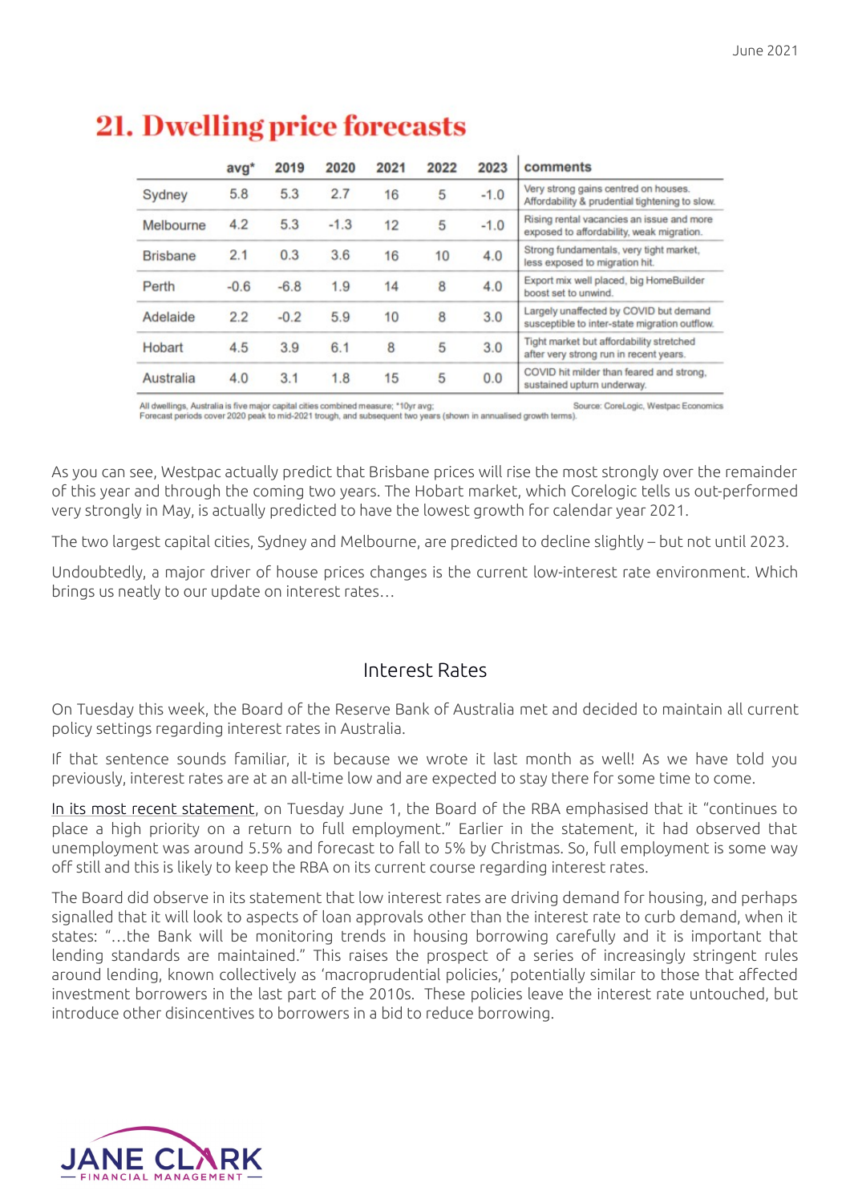## 21. Dwelling price forecasts

| | avg* | 2019 | 2020 | 2021 | 2022 | 2023 | comments |
|---|---|---|---|---|---|---|---|
| Sydney | 5.8 | 5.3 | 2.7 | 16 | 5 | -1.0 | Very strong gains centred on houses. Affordability & prudential tightening to slow. |
| Melbourne | 4.2 | 5.3 | -1.3 | 12 | 5 | -1.0 | Rising rental vacancies an issue and more exposed to affordability, weak migration. |
| Brisbane | 2.1 | 0.3 | 3.6 | 16 | 10 | 4.0 | Strong fundamentals, very tight market, less exposed to migration hit. |
| Perth | -0.6 | -6.8 | 1.9 | 14 | 8 | 4.0 | Export mix well placed, big HomeBuilder boost set to unwind. |
| Adelaide | 2.2 | -0.2 | 5.9 | 10 | 8 | 3.0 | Largely unaffected by COVID but demand susceptible to inter-state migration outflow. |
| Hobart | 4.5 | 3.9 | 6.1 | 8 | 5 | 3.0 | Tight market but affordability stretched after very strong run in recent years. |
| Australia | 4.0 | 3.1 | 1.8 | 15 | 5 | 0.0 | COVID hit milder than feared and strong, sustained upturn underway. |

All dwellings, Australia is five major capital cities combined measure; *10yr avg; Source: CoreLogic, Westpac Economics
Forecast periods cover 2020 peak to mid-2021 trough, and subsequent two years (shown in annualised growth terms).

As you can see, Westpac actually predict that Brisbane prices will rise the most strongly over the remainder of this year and through the coming two years. The Hobart market, which Corelogic tells us out-performed very strongly in May, is actually predicted to have the lowest growth for calendar year 2021.

The two largest capital cities, Sydney and Melbourne, are predicted to decline slightly – but not until 2023.

Undoubtedly, a major driver of house prices changes is the current low-interest rate environment. Which brings us neatly to our update on interest rates…

## Interest Rates

On Tuesday this week, the Board of the Reserve Bank of Australia met and decided to maintain all current policy settings regarding interest rates in Australia.

If that sentence sounds familiar, it is because we wrote it last month as well! As we have told you previously, interest rates are at an all-time low and are expected to stay there for some time to come.

In its most recent statement, on Tuesday June 1, the Board of the RBA emphasised that it "continues to place a high priority on a return to full employment." Earlier in the statement, it had observed that unemployment was around 5.5% and forecast to fall to 5% by Christmas. So, full employment is some way off still and this is likely to keep the RBA on its current course regarding interest rates.

The Board did observe in its statement that low interest rates are driving demand for housing, and perhaps signalled that it will look to aspects of loan approvals other than the interest rate to curb demand, when it states: "…the Bank will be monitoring trends in housing borrowing carefully and it is important that lending standards are maintained." This raises the prospect of a series of increasingly stringent rules around lending, known collectively as 'macroprudential policies,' potentially similar to those that affected investment borrowers in the last part of the 2010s. These policies leave the interest rate untouched, but introduce other disincentives to borrowers in a bid to reduce borrowing.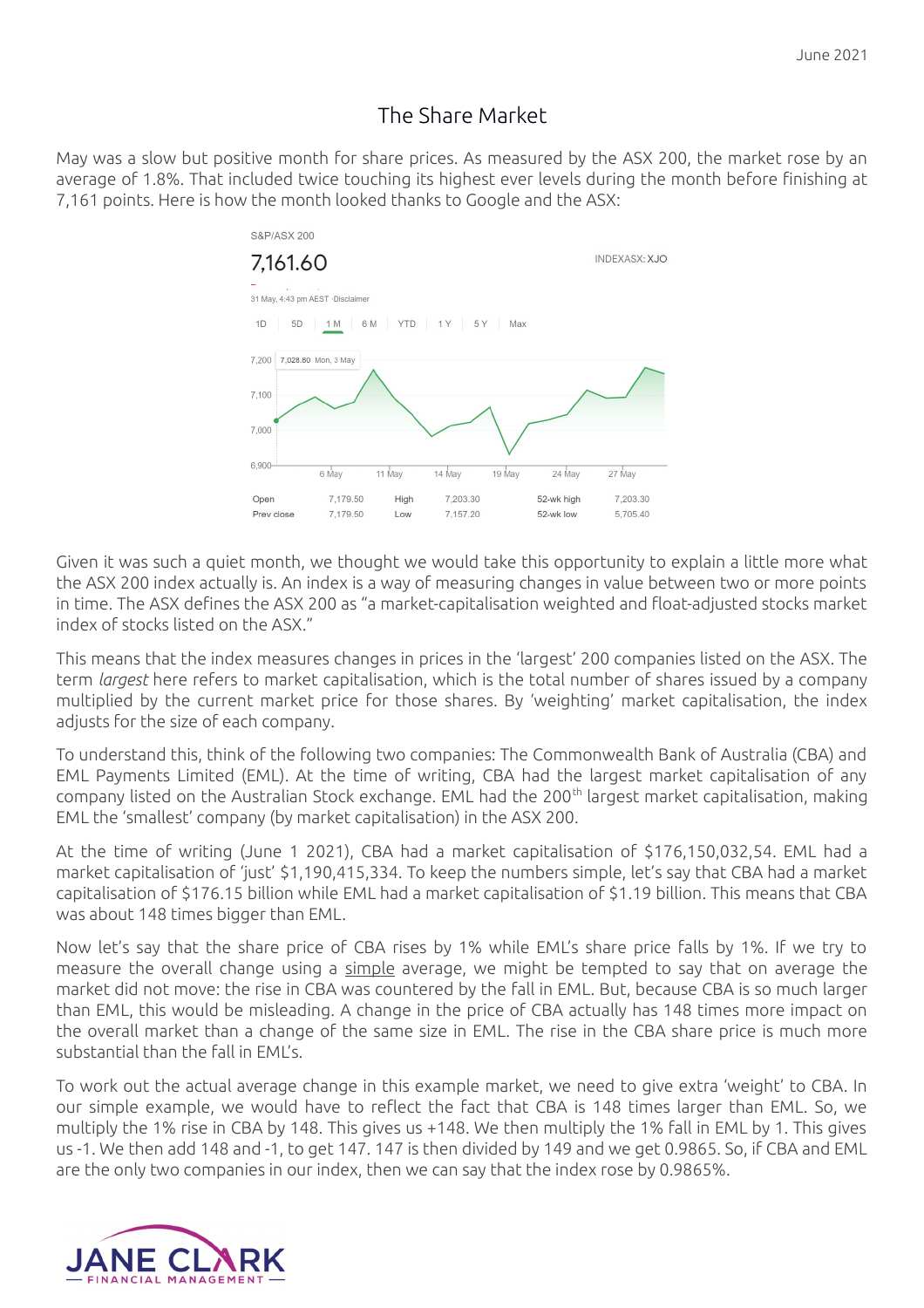# The Share Market

May was a slow but positive month for share prices. As measured by the ASX 200, the market rose by an average of 1.8%. That included twice touching its highest ever levels during the month before finishing at 7,161 points. Here is how the month looked thanks to Google and the ASX:

S&P/ASX 200

7,161.60

INDEXASX: XJO

31 May, 4:43 pm AEST · Disclaimer

| Open | 7,179.50 | High | 7,203.30 | 52-wk high | 7,203.30 |
|---|---|---|---|---|---|
| Prev close | 7,179.50 | Low | 7,157.20 | 52-wk low | 5,705.40 |

Given it was such a quiet month, we thought we would take this opportunity to explain a little more what the ASX 200 index actually is. An index is a way of measuring changes in value between two or more points in time. The ASX defines the ASX 200 as "a market-capitalisation weighted and float-adjusted stocks market index of stocks listed on the ASX."

This means that the index measures changes in prices in the 'largest' 200 companies listed on the ASX. The term *largest* here refers to market capitalisation, which is the total number of shares issued by a company multiplied by the current market price for those shares. By 'weighting' market capitalisation, the index adjusts for the size of each company.

To understand this, think of the following two companies: The Commonwealth Bank of Australia (CBA) and EML Payments Limited (EML). At the time of writing, CBA had the largest market capitalisation of any company listed on the Australian Stock exchange. EML had the 200th largest market capitalisation, making EML the 'smallest' company (by market capitalisation) in the ASX 200.

At the time of writing (June 1 2021), CBA had a market capitalisation of $176,150,032,54. EML had a market capitalisation of 'just' $1,190,415,334. To keep the numbers simple, let's say that CBA had a market capitalisation of $176.15 billion while EML had a market capitalisation of $1.19 billion. This means that CBA was about 148 times bigger than EML.

Now let's say that the share price of CBA rises by 1% while EML's share price falls by 1%. If we try to measure the overall change using a simple average, we might be tempted to say that on average the market did not move: the rise in CBA was countered by the fall in EML. But, because CBA is so much larger than EML, this would be misleading. A change in the price of CBA actually has 148 times more impact on the overall market than a change of the same size in EML. The rise in the CBA share price is much more substantial than the fall in EML's.

To work out the actual average change in this example market, we need to give extra 'weight' to CBA. In our simple example, we would have to reflect the fact that CBA is 148 times larger than EML. So, we multiply the 1% rise in CBA by 148. This gives us +148. We then multiply the 1% fall in EML by 1. This gives us -1. We then add 148 and -1, to get 147. 147 is then divided by 149 and we get 0.9865. So, if CBA and EML are the only two companies in our index, then we can say that the index rose by 0.9865%.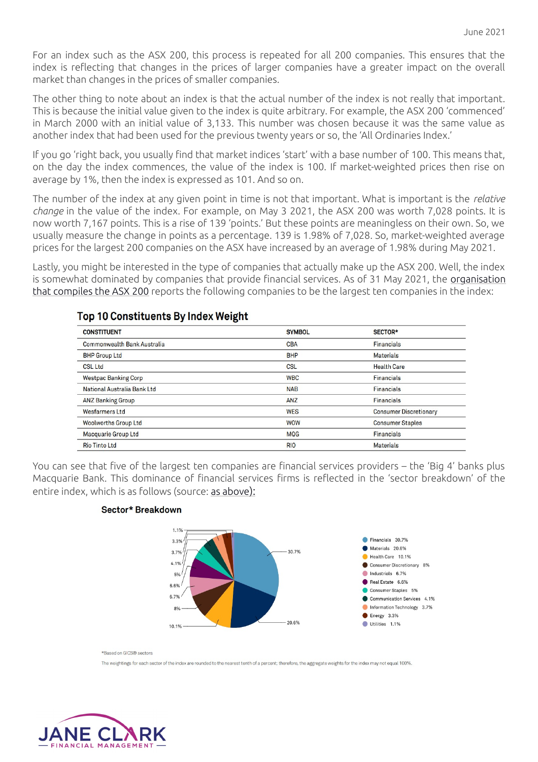For an index such as the ASX 200, this process is repeated for all 200 companies. This ensures that the index is reflecting that changes in the prices of larger companies have a greater impact on the overall market than changes in the prices of smaller companies.

The other thing to note about an index is that the actual number of the index is not really that important. This is because the initial value given to the index is quite arbitrary. For example, the ASX 200 'commenced' in March 2000 with an initial value of 3,133. This number was chosen because it was the same value as another index that had been used for the previous twenty years or so, the 'All Ordinaries Index.'

If you go 'right back, you usually find that market indices 'start' with a base number of 100. This means that, on the day the index commences, the value of the index is 100. If market-weighted prices then rise on average by 1%, then the index is expressed as 101. And so on.

The number of the index at any given point in time is not that important. What is important is the *relative change* in the value of the index. For example, on May 3 2021, the ASX 200 was worth 7,028 points. It is now worth 7,167 points. This is a rise of 139 'points.' But these points are meaningless on their own. So, we usually measure the change in points as a percentage. 139 is 1.98% of 7,028. So, market-weighted average prices for the largest 200 companies on the ASX have increased by an average of 1.98% during May 2021.

Lastly, you might be interested in the type of companies that actually make up the ASX 200. Well, the index is somewhat dominated by companies that provide financial services. As of 31 May 2021, the organisation that compiles the ASX 200 reports the following companies to be the largest ten companies in the index:

## Top 10 Constituents By Index Weight

| CONSTITUENT | SYMBOL | SECTOR* |
|---|---|---|
| Commonwealth Bank Australia | CBA | Financials |
| BHP Group Ltd | BHP | Materials |
| CSL Ltd | CSL | Health Care |
| Westpac Banking Corp | WBC | Financials |
| National Australia Bank Ltd | NAB | Financials |
| ANZ Banking Group | ANZ | Financials |
| Wesfarmers Ltd | WES | Consumer Discretionary |
| Woolworths Group Ltd | WOW | Consumer Staples |
| Macquarie Group Ltd | MQG | Financials |
| Rio Tinto Ltd | RIO | Materials |

You can see that five of the largest ten companies are financial services providers – the 'Big 4' banks plus Macquarie Bank. This dominance of financial services firms is reflected in the 'sector breakdown' of the entire index, which is as follows (source: as above):

## Sector* Breakdown

| Sector | Weight |
|---|---|
| Financials | 30.7% |
| Materials | 20.6% |
| Health Care | 10.1% |
| Consumer Discretionary | 8% |
| Industrials | 6.7% |
| Real Estate | 6.6% |
| Consumer Staples | 5% |
| Communication Services | 4.1% |
| Information Technology | 3.7% |
| Energy | 3.3% |
| Utilities | 1.1% |

*Based on GICS® sectors

The weightings for each sector of the index are rounded to the nearest tenth of a percent; therefore, the aggregate weights for the index may not equal 100%.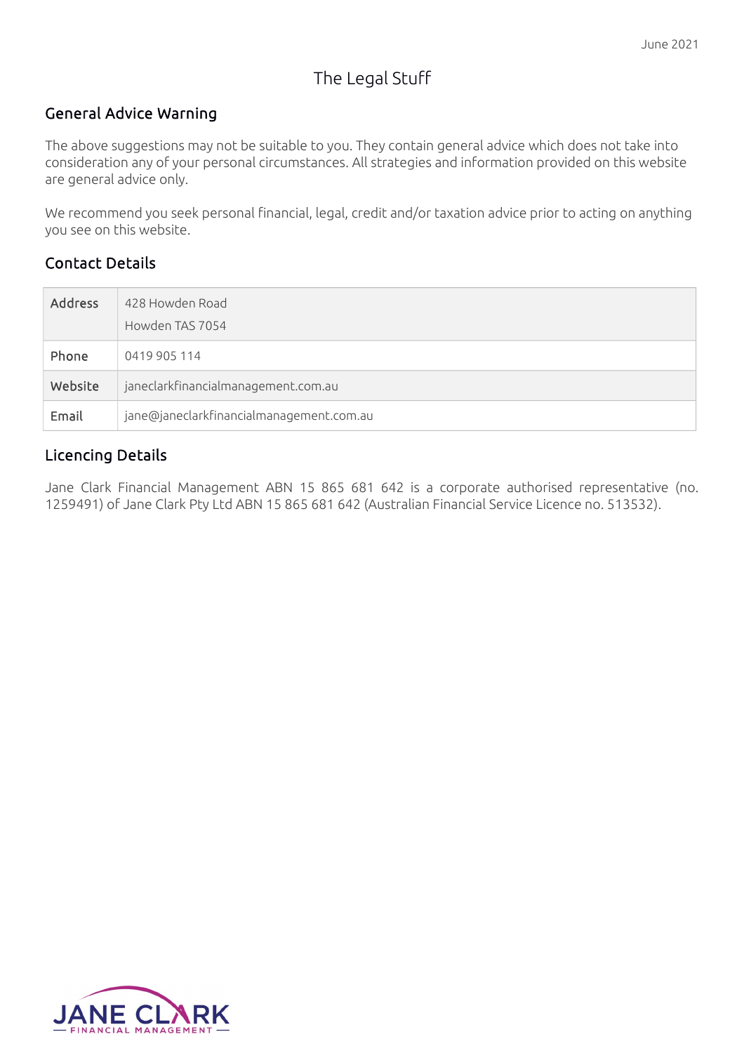June 2021

# The Legal Stuff

## General Advice Warning

The above suggestions may not be suitable to you. They contain general advice which does not take into consideration any of your personal circumstances. All strategies and information provided on this website are general advice only.

We recommend you seek personal financial, legal, credit and/or taxation advice prior to acting on anything you see on this website.

## Contact Details

| | |
|---|---|
| Address | 428 Howden Road<br>Howden TAS 7054 |
| Phone | 0419 905 114 |
| Website | janeclarkfinancialmanagement.com.au |
| Email | jane@janeclarkfinancialmanagement.com.au |

## Licencing Details

Jane Clark Financial Management ABN 15 865 681 642 is a corporate authorised representative (no. 1259491) of Jane Clark Pty Ltd ABN 15 865 681 642 (Australian Financial Service Licence no. 513532).

JANE CLARK
FINANCIAL MANAGEMENT